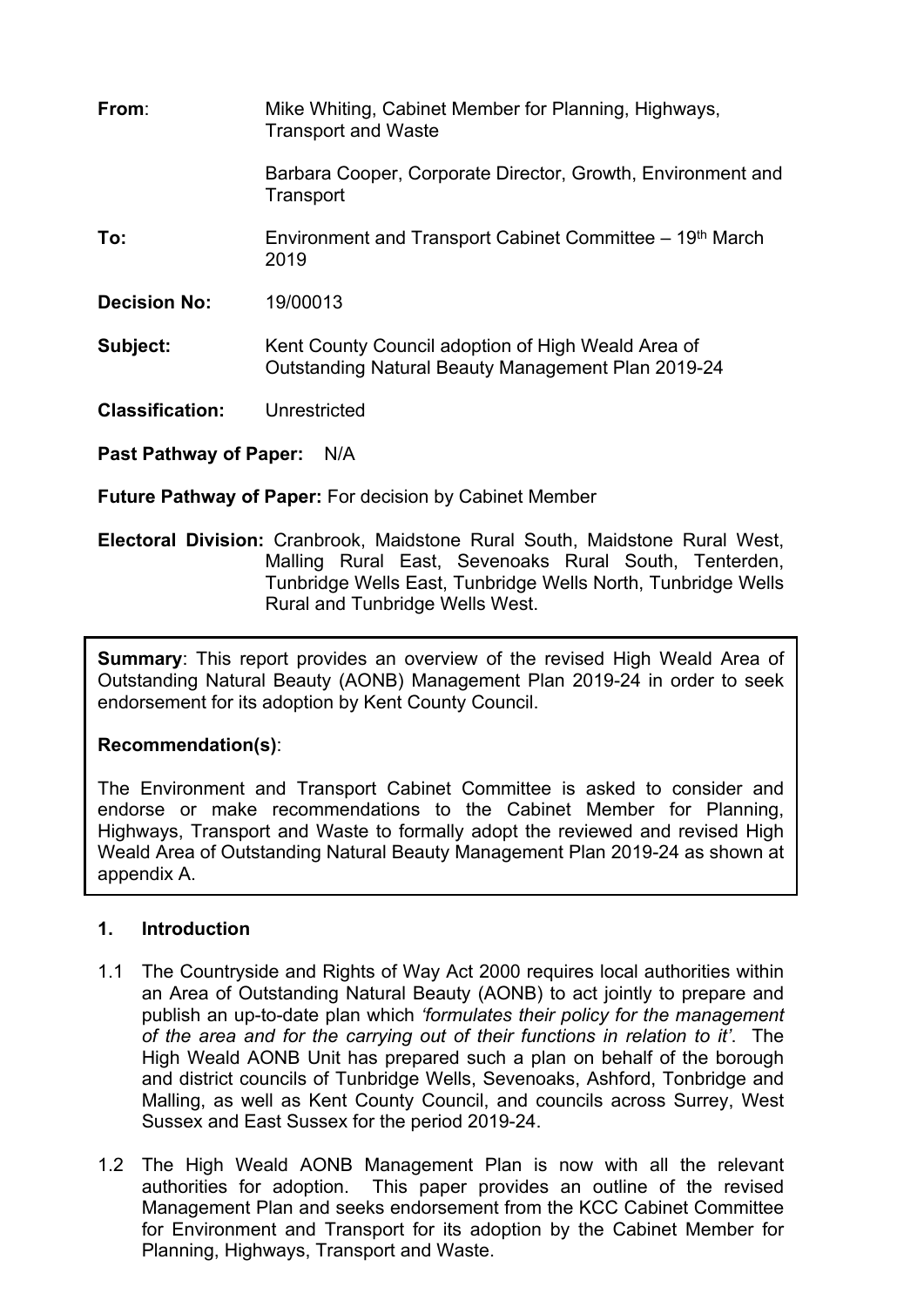**From**: Mike Whiting, Cabinet Member for Planning, Highways, Transport and Waste

Barbara Cooper, Corporate Director, Growth, Environment and Transport

**To:** Environment and Transport Cabinet Committee – 19th March 2019

**Decision No:** 19/00013

**Subject:** Kent County Council adoption of High Weald Area of Outstanding Natural Beauty Management Plan 2019-24

**Classification:** Unrestricted

**Past Pathway of Paper:** N/A

**Future Pathway of Paper:** For decision by Cabinet Member

**Electoral Division:** Cranbrook, Maidstone Rural South, Maidstone Rural West, Malling Rural East, Sevenoaks Rural South, Tenterden, Tunbridge Wells East, Tunbridge Wells North, Tunbridge Wells Rural and Tunbridge Wells West.

**Summary**: This report provides an overview of the revised High Weald Area of Outstanding Natural Beauty (AONB) Management Plan 2019-24 in order to seek endorsement for its adoption by Kent County Council.

**Recommendation(s)**:

The Environment and Transport Cabinet Committee is asked to consider and endorse or make recommendations to the Cabinet Member for Planning, Highways, Transport and Waste to formally adopt the reviewed and revised High Weald Area of Outstanding Natural Beauty Management Plan 2019-24 as shown at appendix A.

## 1. Introduction

1.1 The Countryside and Rights of Way Act 2000 requires local authorities within an Area of Outstanding Natural Beauty (AONB) to act jointly to prepare and publish an up-to-date plan which *'formulates their policy for the management of the area and for the carrying out of their functions in relation to it'*. The High Weald AONB Unit has prepared such a plan on behalf of the borough and district councils of Tunbridge Wells, Sevenoaks, Ashford, Tonbridge and Malling, as well as Kent County Council, and councils across Surrey, West Sussex and East Sussex for the period 2019-24.

1.2 The High Weald AONB Management Plan is now with all the relevant authorities for adoption. This paper provides an outline of the revised Management Plan and seeks endorsement from the KCC Cabinet Committee for Environment and Transport for its adoption by the Cabinet Member for Planning, Highways, Transport and Waste.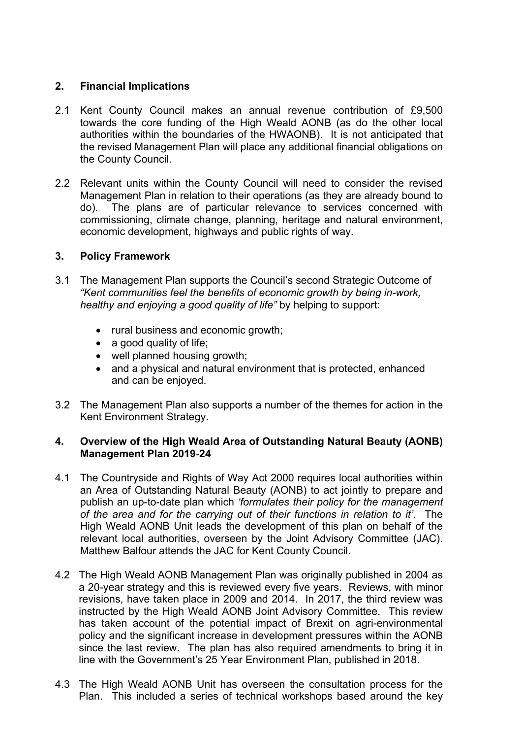## 2. Financial Implications

2.1 Kent County Council makes an annual revenue contribution of £9,500 towards the core funding of the High Weald AONB (as do the other local authorities within the boundaries of the HWAONB). It is not anticipated that the revised Management Plan will place any additional financial obligations on the County Council.

2.2 Relevant units within the County Council will need to consider the revised Management Plan in relation to their operations (as they are already bound to do). The plans are of particular relevance to services concerned with commissioning, climate change, planning, heritage and natural environment, economic development, highways and public rights of way.

## 3. Policy Framework

3.1 The Management Plan supports the Council's second Strategic Outcome of *"Kent communities feel the benefits of economic growth by being in-work, healthy and enjoying a good quality of life"* by helping to support:

- rural business and economic growth;
- a good quality of life;
- well planned housing growth;
- and a physical and natural environment that is protected, enhanced and can be enjoyed.

3.2 The Management Plan also supports a number of the themes for action in the Kent Environment Strategy.

## 4. Overview of the High Weald Area of Outstanding Natural Beauty (AONB) Management Plan 2019-24

4.1 The Countryside and Rights of Way Act 2000 requires local authorities within an Area of Outstanding Natural Beauty (AONB) to act jointly to prepare and publish an up-to-date plan which *'formulates their policy for the management of the area and for the carrying out of their functions in relation to it'*. The High Weald AONB Unit leads the development of this plan on behalf of the relevant local authorities, overseen by the Joint Advisory Committee (JAC). Matthew Balfour attends the JAC for Kent County Council.

4.2 The High Weald AONB Management Plan was originally published in 2004 as a 20-year strategy and this is reviewed every five years. Reviews, with minor revisions, have taken place in 2009 and 2014. In 2017, the third review was instructed by the High Weald AONB Joint Advisory Committee. This review has taken account of the potential impact of Brexit on agri-environmental policy and the significant increase in development pressures within the AONB since the last review. The plan has also required amendments to bring it in line with the Government's 25 Year Environment Plan, published in 2018.

4.3 The High Weald AONB Unit has overseen the consultation process for the Plan. This included a series of technical workshops based around the key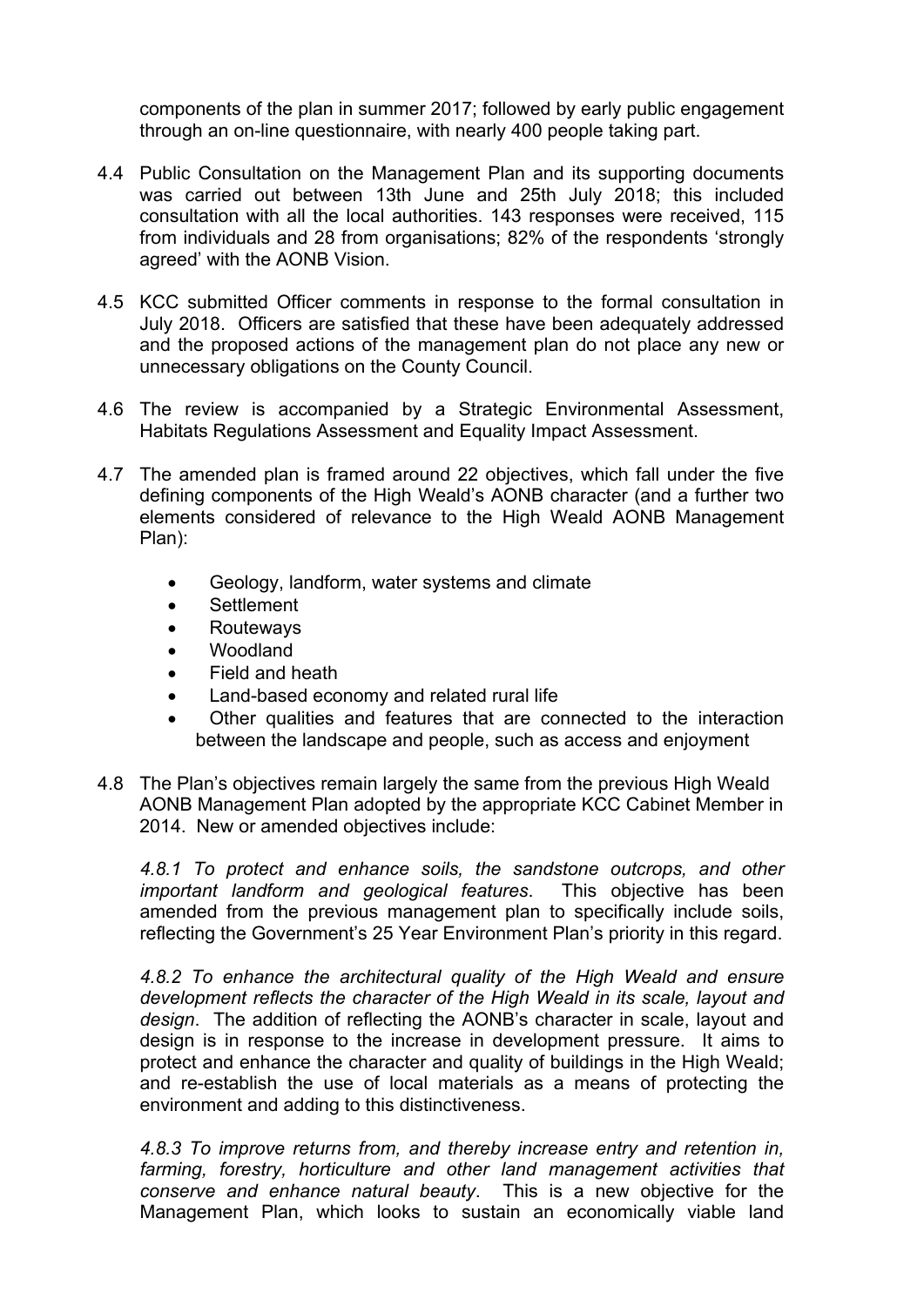components of the plan in summer 2017; followed by early public engagement through an on-line questionnaire, with nearly 400 people taking part.

4.4 Public Consultation on the Management Plan and its supporting documents was carried out between 13th June and 25th July 2018; this included consultation with all the local authorities. 143 responses were received, 115 from individuals and 28 from organisations; 82% of the respondents 'strongly agreed' with the AONB Vision.

4.5 KCC submitted Officer comments in response to the formal consultation in July 2018. Officers are satisfied that these have been adequately addressed and the proposed actions of the management plan do not place any new or unnecessary obligations on the County Council.

4.6 The review is accompanied by a Strategic Environmental Assessment, Habitats Regulations Assessment and Equality Impact Assessment.

4.7 The amended plan is framed around 22 objectives, which fall under the five defining components of the High Weald's AONB character (and a further two elements considered of relevance to the High Weald AONB Management Plan):

- Geology, landform, water systems and climate
- Settlement
- Routeways
- Woodland
- Field and heath
- Land-based economy and related rural life
- Other qualities and features that are connected to the interaction between the landscape and people, such as access and enjoyment

4.8 The Plan's objectives remain largely the same from the previous High Weald AONB Management Plan adopted by the appropriate KCC Cabinet Member in 2014. New or amended objectives include:

*4.8.1 To protect and enhance soils, the sandstone outcrops, and other important landform and geological features*. This objective has been amended from the previous management plan to specifically include soils, reflecting the Government's 25 Year Environment Plan's priority in this regard.

*4.8.2 To enhance the architectural quality of the High Weald and ensure development reflects the character of the High Weald in its scale, layout and design*. The addition of reflecting the AONB's character in scale, layout and design is in response to the increase in development pressure. It aims to protect and enhance the character and quality of buildings in the High Weald; and re-establish the use of local materials as a means of protecting the environment and adding to this distinctiveness.

*4.8.3 To improve returns from, and thereby increase entry and retention in, farming, forestry, horticulture and other land management activities that conserve and enhance natural beauty*. This is a new objective for the Management Plan, which looks to sustain an economically viable land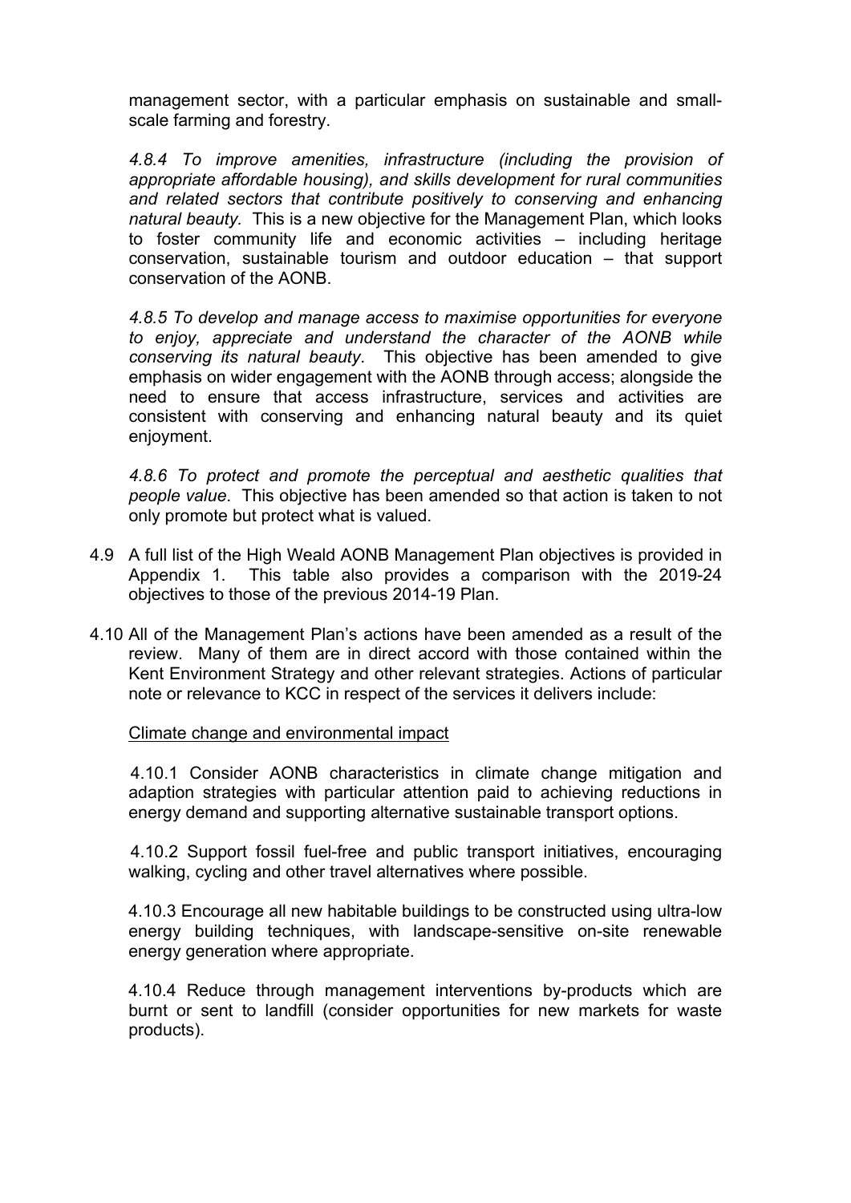management sector, with a particular emphasis on sustainable and small-scale farming and forestry.

*4.8.4 To improve amenities, infrastructure (including the provision of appropriate affordable housing), and skills development for rural communities and related sectors that contribute positively to conserving and enhancing natural beauty.* This is a new objective for the Management Plan, which looks to foster community life and economic activities – including heritage conservation, sustainable tourism and outdoor education – that support conservation of the AONB.

*4.8.5 To develop and manage access to maximise opportunities for everyone to enjoy, appreciate and understand the character of the AONB while conserving its natural beauty*. This objective has been amended to give emphasis on wider engagement with the AONB through access; alongside the need to ensure that access infrastructure, services and activities are consistent with conserving and enhancing natural beauty and its quiet enjoyment.

*4.8.6 To protect and promote the perceptual and aesthetic qualities that people value*. This objective has been amended so that action is taken to not only promote but protect what is valued.

4.9 A full list of the High Weald AONB Management Plan objectives is provided in Appendix 1. This table also provides a comparison with the 2019-24 objectives to those of the previous 2014-19 Plan.

4.10 All of the Management Plan's actions have been amended as a result of the review. Many of them are in direct accord with those contained within the Kent Environment Strategy and other relevant strategies. Actions of particular note or relevance to KCC in respect of the services it delivers include:

<u>Climate change and environmental impact</u>

4.10.1 Consider AONB characteristics in climate change mitigation and adaption strategies with particular attention paid to achieving reductions in energy demand and supporting alternative sustainable transport options.

4.10.2 Support fossil fuel-free and public transport initiatives, encouraging walking, cycling and other travel alternatives where possible.

4.10.3 Encourage all new habitable buildings to be constructed using ultra-low energy building techniques, with landscape-sensitive on-site renewable energy generation where appropriate.

4.10.4 Reduce through management interventions by-products which are burnt or sent to landfill (consider opportunities for new markets for waste products).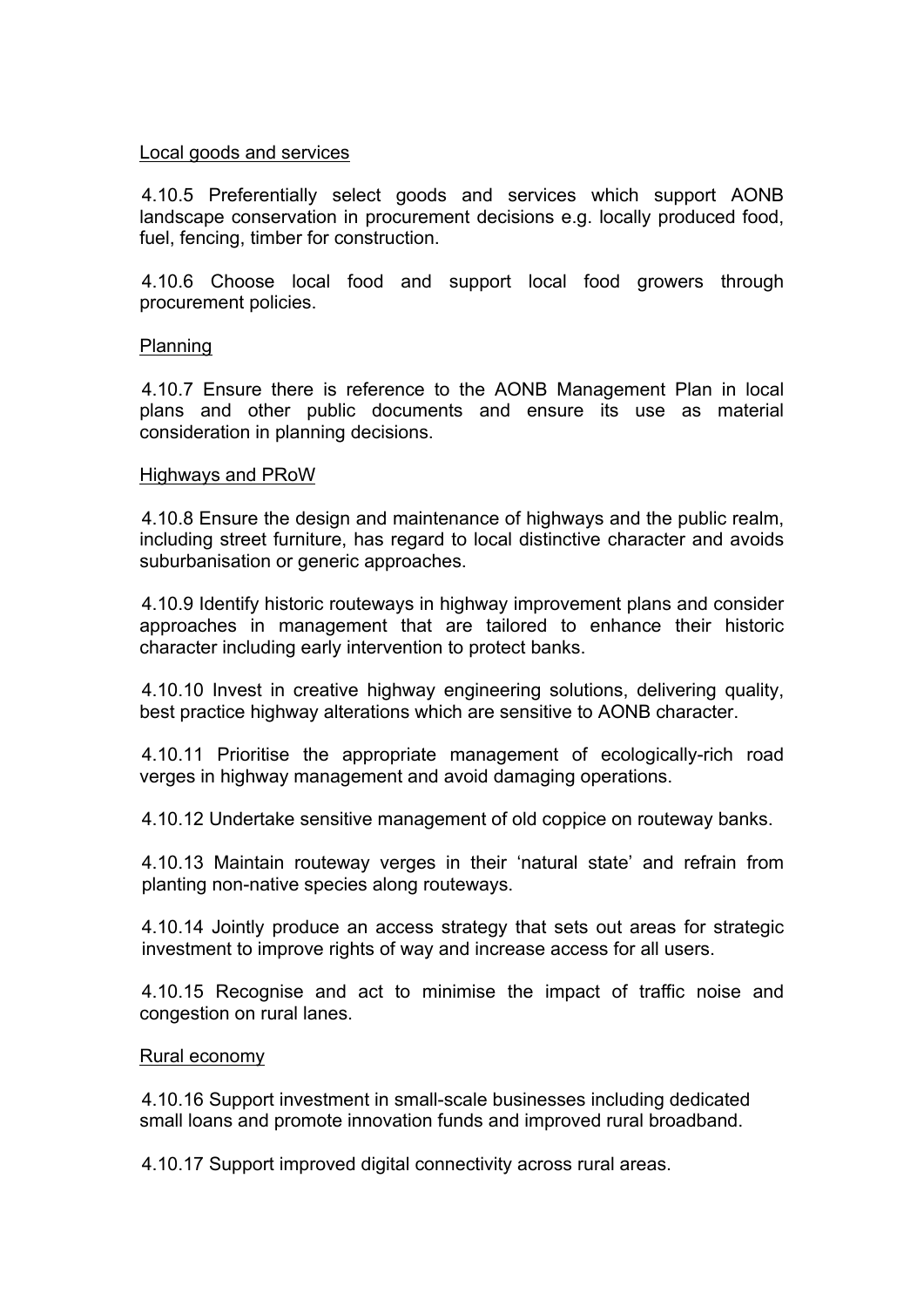Local goods and services

4.10.5 Preferentially select goods and services which support AONB landscape conservation in procurement decisions e.g. locally produced food, fuel, fencing, timber for construction.

4.10.6 Choose local food and support local food growers through procurement policies.

Planning

4.10.7 Ensure there is reference to the AONB Management Plan in local plans and other public documents and ensure its use as material consideration in planning decisions.

Highways and PRoW

4.10.8 Ensure the design and maintenance of highways and the public realm, including street furniture, has regard to local distinctive character and avoids suburbanisation or generic approaches.

4.10.9 Identify historic routeways in highway improvement plans and consider approaches in management that are tailored to enhance their historic character including early intervention to protect banks.

4.10.10 Invest in creative highway engineering solutions, delivering quality, best practice highway alterations which are sensitive to AONB character.

4.10.11 Prioritise the appropriate management of ecologically-rich road verges in highway management and avoid damaging operations.

4.10.12 Undertake sensitive management of old coppice on routeway banks.

4.10.13 Maintain routeway verges in their 'natural state' and refrain from planting non-native species along routeways.

4.10.14 Jointly produce an access strategy that sets out areas for strategic investment to improve rights of way and increase access for all users.

4.10.15 Recognise and act to minimise the impact of traffic noise and congestion on rural lanes.

Rural economy

4.10.16 Support investment in small-scale businesses including dedicated small loans and promote innovation funds and improved rural broadband.

4.10.17 Support improved digital connectivity across rural areas.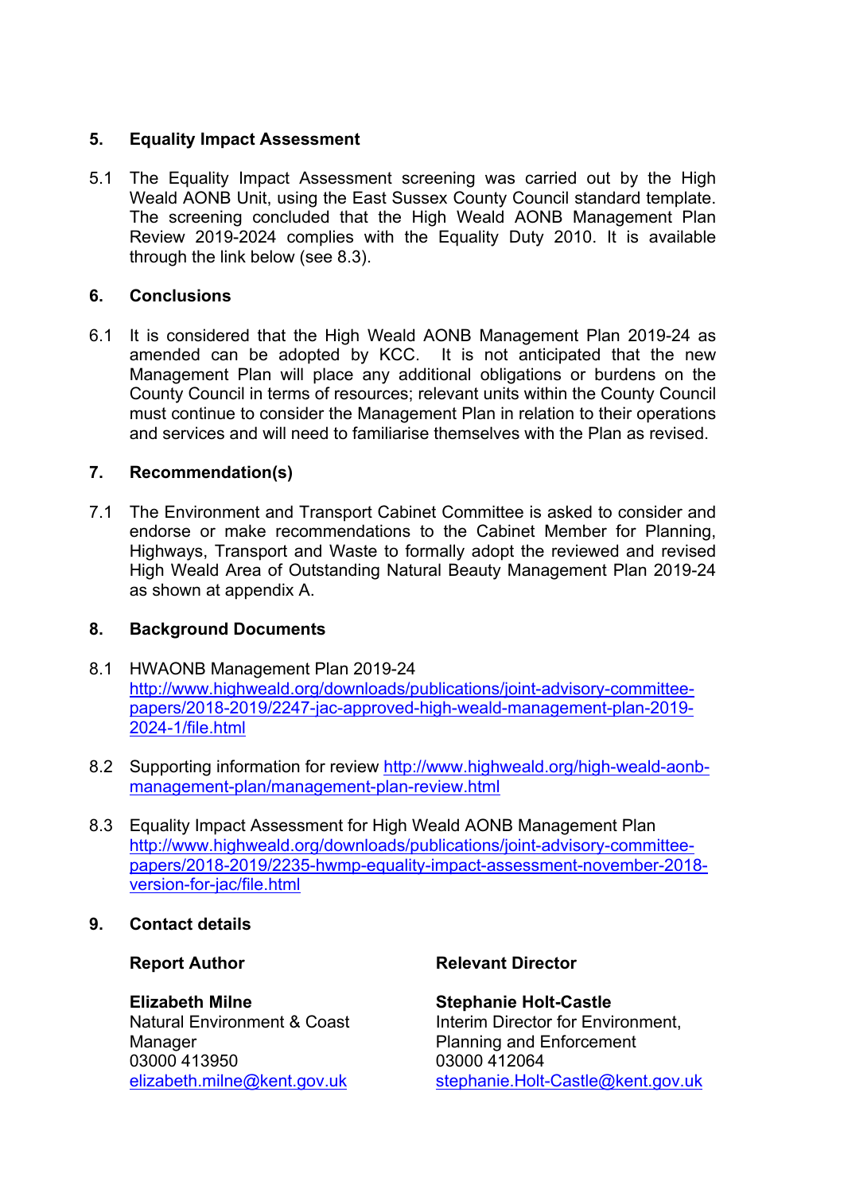## 5. Equality Impact Assessment

5.1 The Equality Impact Assessment screening was carried out by the High Weald AONB Unit, using the East Sussex County Council standard template. The screening concluded that the High Weald AONB Management Plan Review 2019-2024 complies with the Equality Duty 2010. It is available through the link below (see 8.3).

## 6. Conclusions

6.1 It is considered that the High Weald AONB Management Plan 2019-24 as amended can be adopted by KCC. It is not anticipated that the new Management Plan will place any additional obligations or burdens on the County Council in terms of resources; relevant units within the County Council must continue to consider the Management Plan in relation to their operations and services and will need to familiarise themselves with the Plan as revised.

## 7. Recommendation(s)

7.1 The Environment and Transport Cabinet Committee is asked to consider and endorse or make recommendations to the Cabinet Member for Planning, Highways, Transport and Waste to formally adopt the reviewed and revised High Weald Area of Outstanding Natural Beauty Management Plan 2019-24 as shown at appendix A.

## 8. Background Documents

8.1 HWAONB Management Plan 2019-24
http://www.highweald.org/downloads/publications/joint-advisory-committee-papers/2018-2019/2247-jac-approved-high-weald-management-plan-2019-2024-1/file.html

8.2 Supporting information for review http://www.highweald.org/high-weald-aonb-management-plan/management-plan-review.html

8.3 Equality Impact Assessment for High Weald AONB Management Plan
http://www.highweald.org/downloads/publications/joint-advisory-committee-papers/2018-2019/2235-hwmp-equality-impact-assessment-november-2018-version-for-jac/file.html

## 9. Contact details

**Report Author**

**Elizabeth Milne**
Natural Environment & Coast Manager
03000 413950
elizabeth.milne@kent.gov.uk

**Relevant Director**

**Stephanie Holt-Castle**
Interim Director for Environment, Planning and Enforcement
03000 412064
stephanie.Holt-Castle@kent.gov.uk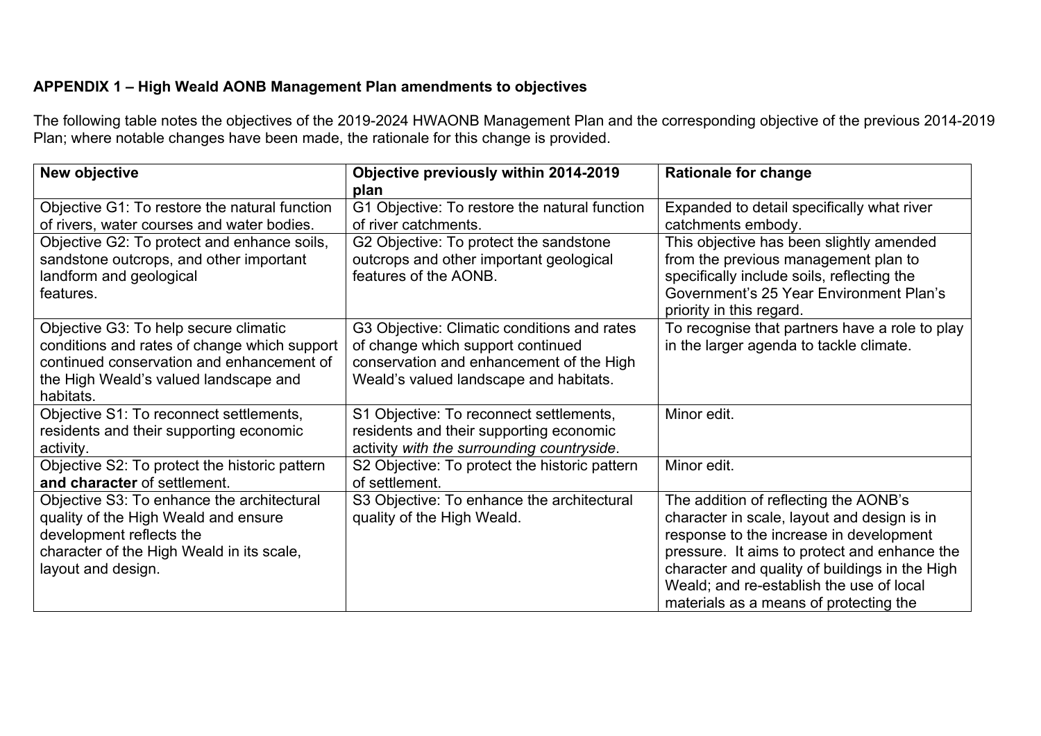**APPENDIX 1 – High Weald AONB Management Plan amendments to objectives**

The following table notes the objectives of the 2019-2024 HWAONB Management Plan and the corresponding objective of the previous 2014-2019 Plan; where notable changes have been made, the rationale for this change is provided.

| New objective | Objective previously within 2014-2019 plan | Rationale for change |
|---|---|---|
| Objective G1: To restore the natural function of rivers, water courses and water bodies. | G1 Objective: To restore the natural function of river catchments. | Expanded to detail specifically what river catchments embody. |
| Objective G2: To protect and enhance soils, sandstone outcrops, and other important landform and geological features. | G2 Objective: To protect the sandstone outcrops and other important geological features of the AONB. | This objective has been slightly amended from the previous management plan to specifically include soils, reflecting the Government's 25 Year Environment Plan's priority in this regard. |
| Objective G3: To help secure climatic conditions and rates of change which support continued conservation and enhancement of the High Weald's valued landscape and habitats. | G3 Objective: Climatic conditions and rates of change which support continued conservation and enhancement of the High Weald's valued landscape and habitats. | To recognise that partners have a role to play in the larger agenda to tackle climate. |
| Objective S1: To reconnect settlements, residents and their supporting economic activity. | S1 Objective: To reconnect settlements, residents and their supporting economic activity *with the surrounding countryside*. | Minor edit. |
| Objective S2: To protect the historic pattern **and character** of settlement. | S2 Objective: To protect the historic pattern of settlement. | Minor edit. |
| Objective S3: To enhance the architectural quality of the High Weald and ensure development reflects the character of the High Weald in its scale, layout and design. | S3 Objective: To enhance the architectural quality of the High Weald. | The addition of reflecting the AONB's character in scale, layout and design is in response to the increase in development pressure. It aims to protect and enhance the character and quality of buildings in the High Weald; and re-establish the use of local materials as a means of protecting the |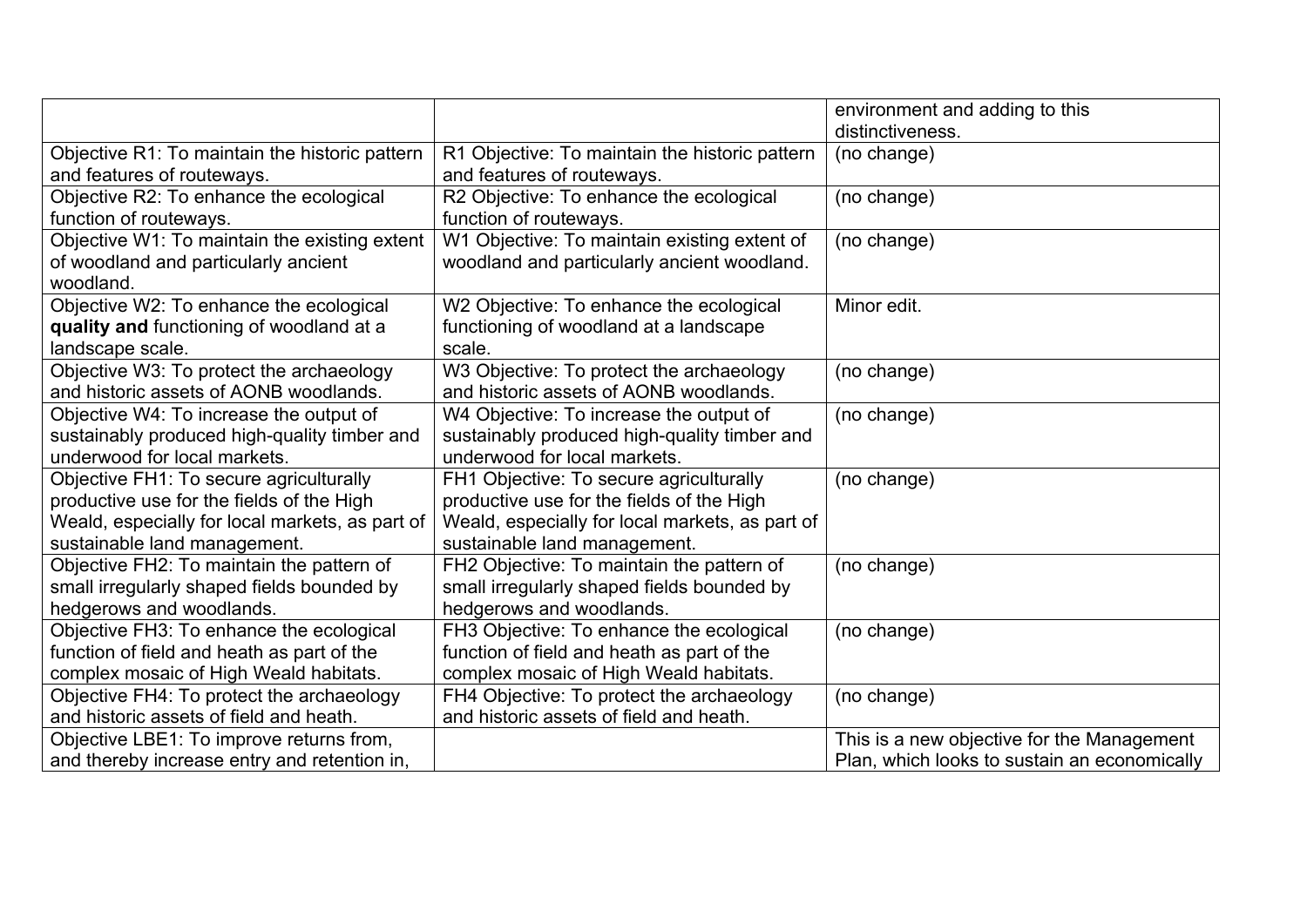| | | |
|---|---|---|
| | | environment and adding to this distinctiveness. |
| Objective R1: To maintain the historic pattern and features of routeways. | R1 Objective: To maintain the historic pattern and features of routeways. | (no change) |
| Objective R2: To enhance the ecological function of routeways. | R2 Objective: To enhance the ecological function of routeways. | (no change) |
| Objective W1: To maintain the existing extent of woodland and particularly ancient woodland. | W1 Objective: To maintain existing extent of woodland and particularly ancient woodland. | (no change) |
| Objective W2: To enhance the ecological **quality and** functioning of woodland at a landscape scale. | W2 Objective: To enhance the ecological functioning of woodland at a landscape scale. | Minor edit. |
| Objective W3: To protect the archaeology and historic assets of AONB woodlands. | W3 Objective: To protect the archaeology and historic assets of AONB woodlands. | (no change) |
| Objective W4: To increase the output of sustainably produced high-quality timber and underwood for local markets. | W4 Objective: To increase the output of sustainably produced high-quality timber and underwood for local markets. | (no change) |
| Objective FH1: To secure agriculturally productive use for the fields of the High Weald, especially for local markets, as part of sustainable land management. | FH1 Objective: To secure agriculturally productive use for the fields of the High Weald, especially for local markets, as part of sustainable land management. | (no change) |
| Objective FH2: To maintain the pattern of small irregularly shaped fields bounded by hedgerows and woodlands. | FH2 Objective: To maintain the pattern of small irregularly shaped fields bounded by hedgerows and woodlands. | (no change) |
| Objective FH3: To enhance the ecological function of field and heath as part of the complex mosaic of High Weald habitats. | FH3 Objective: To enhance the ecological function of field and heath as part of the complex mosaic of High Weald habitats. | (no change) |
| Objective FH4: To protect the archaeology and historic assets of field and heath. | FH4 Objective: To protect the archaeology and historic assets of field and heath. | (no change) |
| Objective LBE1: To improve returns from, and thereby increase entry and retention in, | | This is a new objective for the Management Plan, which looks to sustain an economically |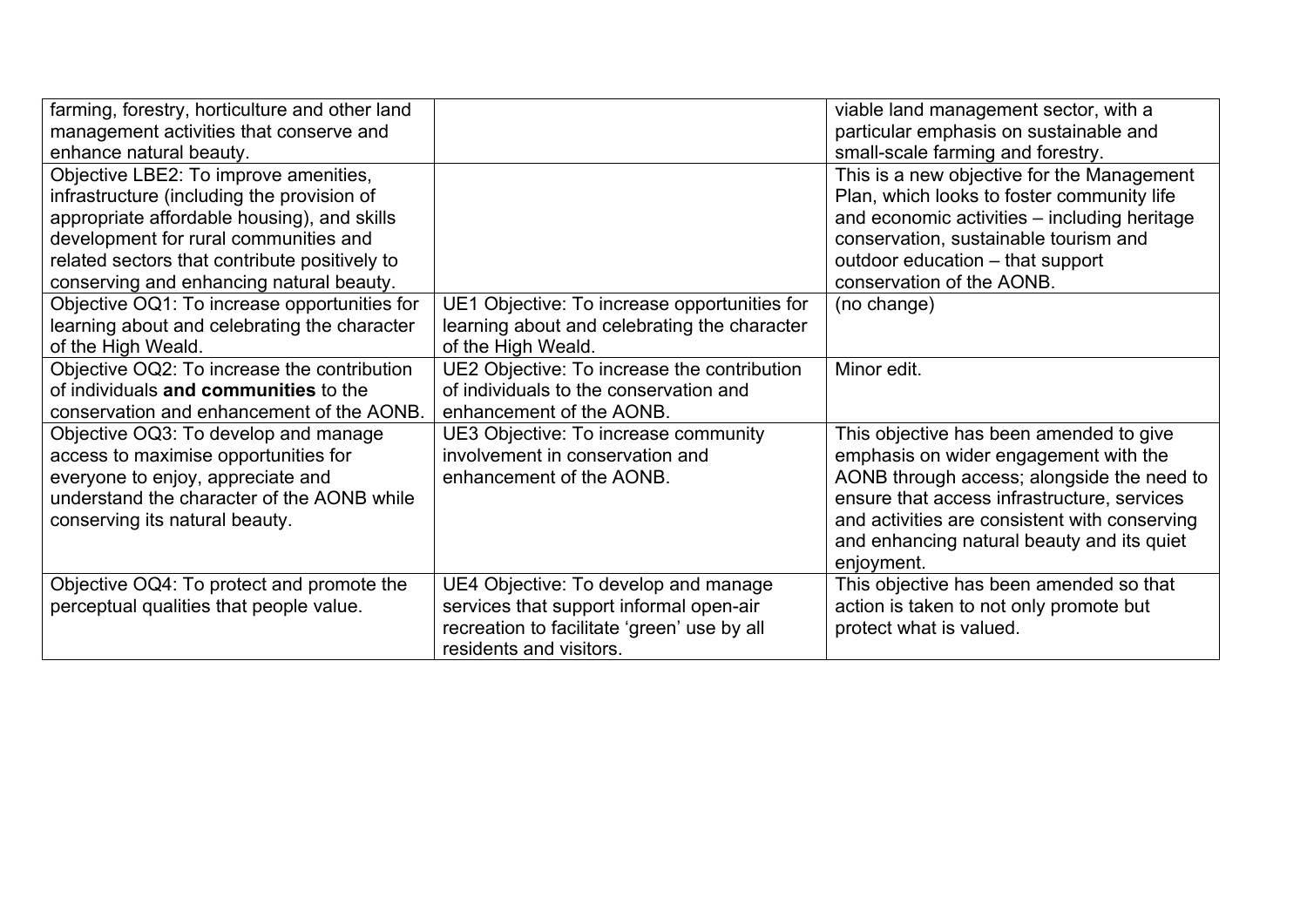| | | |
|---|---|---|
| farming, forestry, horticulture and other land management activities that conserve and enhance natural beauty. | | viable land management sector, with a particular emphasis on sustainable and small-scale farming and forestry. |
| Objective LBE2: To improve amenities, infrastructure (including the provision of appropriate affordable housing), and skills development for rural communities and related sectors that contribute positively to conserving and enhancing natural beauty. | | This is a new objective for the Management Plan, which looks to foster community life and economic activities – including heritage conservation, sustainable tourism and outdoor education – that support conservation of the AONB. |
| Objective OQ1: To increase opportunities for learning about and celebrating the character of the High Weald. | UE1 Objective: To increase opportunities for learning about and celebrating the character of the High Weald. | (no change) |
| Objective OQ2: To increase the contribution of individuals **and communities** to the conservation and enhancement of the AONB. | UE2 Objective: To increase the contribution of individuals to the conservation and enhancement of the AONB. | Minor edit. |
| Objective OQ3: To develop and manage access to maximise opportunities for everyone to enjoy, appreciate and understand the character of the AONB while conserving its natural beauty. | UE3 Objective: To increase community involvement in conservation and enhancement of the AONB. | This objective has been amended to give emphasis on wider engagement with the AONB through access; alongside the need to ensure that access infrastructure, services and activities are consistent with conserving and enhancing natural beauty and its quiet enjoyment. |
| Objective OQ4: To protect and promote the perceptual qualities that people value. | UE4 Objective: To develop and manage services that support informal open-air recreation to facilitate 'green' use by all residents and visitors. | This objective has been amended so that action is taken to not only promote but protect what is valued. |